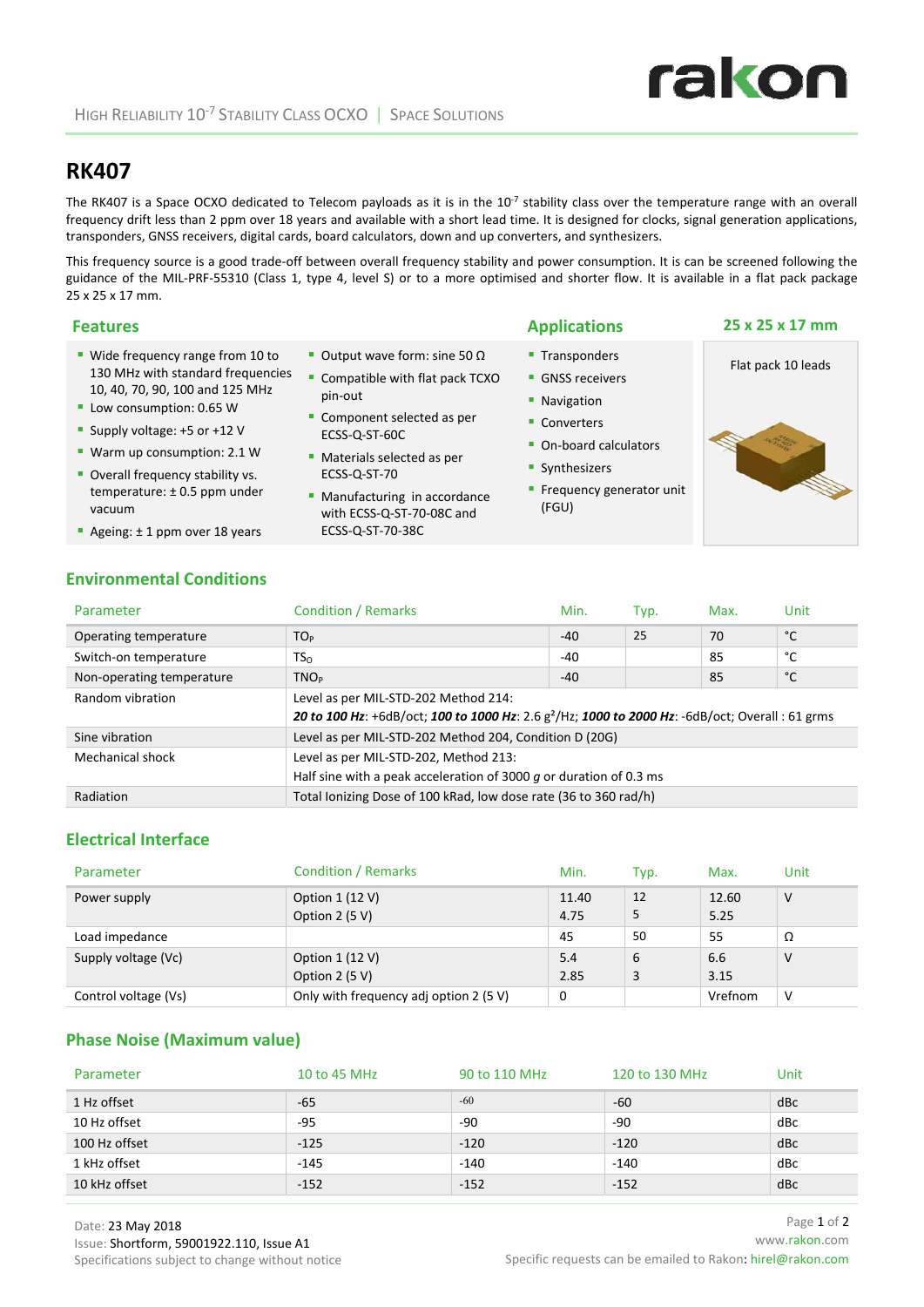# RK407

The RK407 is a Space OCXO dedicated to Telecom payloads as it is in the $10^{-7}$ stability class over the temperature range with an overall frequency drift less than 2 ppm over 18 years and available with a short lead time. It is designed for clocks, signal generation applications, transponders, GNSS receivers, digital cards, board calculators, down and up converters, and synthesizers.

This frequency source is a good trade-off between overall frequency stability and power consumption. It is can be screened following the guidance of the MIL-PRF-55310 (Class 1, type 4, level S) or to a more optimised and shorter flow. It is available in a flat pack package 25 x 25 x 17 mm.

## Features

- Wide frequency range from 10 to 130 MHz with standard frequencies 10, 40, 70, 90, 100 and 125 MHz
- Low consumption: 0.65 W
- Supply voltage: +5 or +12 V
- Warm up consumption: 2.1 W
- Overall frequency stability vs. temperature: ± 0.5 ppm under vacuum
- Ageing: ± 1 ppm over 18 years
- Output wave form: sine 50 Ω
- Compatible with flat pack TCXO pin-out
- Component selected as per ECSS-Q-ST-60C
- Materials selected as per ECSS-Q-ST-70
- Manufacturing in accordance with ECSS-Q-ST-70-08C and ECSS-Q-ST-70-38C

## Applications

- Transponders
- GNSS receivers
- Navigation
- Converters
- On-board calculators
- Synthesizers
- Frequency generator unit (FGU)

## 25 x 25 x 17 mm

Flat pack 10 leads

## Environmental Conditions

| Parameter | Condition / Remarks | Min. | Typ. | Max. | Unit |
|---|---|---|---|---|---|
| Operating temperature | $TO_P$ | -40 | 25 | 70 | °C |
| Switch-on temperature | $TS_O$ | -40 | | 85 | °C |
| Non-operating temperature | $TNO_P$ | -40 | | 85 | °C |
| Random vibration | Level as per MIL-STD-202 Method 214: ***20 to 100 Hz***: +6dB/oct; ***100 to 1000 Hz***: 2.6 $g^2$/Hz; ***1000 to 2000 Hz***: -6dB/oct; Overall : 61 grms | | | | |
| Sine vibration | Level as per MIL-STD-202 Method 204, Condition D (20G) | | | | |
| Mechanical shock | Level as per MIL-STD-202, Method 213: Half sine with a peak acceleration of 3000 *g* or duration of 0.3 ms | | | | |
| Radiation | Total Ionizing Dose of 100 kRad, low dose rate (36 to 360 rad/h) | | | | |

## Electrical Interface

| Parameter | Condition / Remarks | Min. | Typ. | Max. | Unit |
|---|---|---|---|---|---|
| Power supply | Option 1 (12 V)<br>Option 2 (5 V) | 11.40<br>4.75 | 12<br>5 | 12.60<br>5.25 | V |
| Load impedance | | 45 | 50 | 55 | Ω |
| Supply voltage (Vc) | Option 1 (12 V)<br>Option 2 (5 V) | 5.4<br>2.85 | 6<br>3 | 6.6<br>3.15 | V |
| Control voltage (Vs) | Only with frequency adj option 2 (5 V) | 0 | | Vrefnom | V |

## Phase Noise (Maximum value)

| Parameter | 10 to 45 MHz | 90 to 110 MHz | 120 to 130 MHz | Unit |
|---|---|---|---|---|
| 1 Hz offset | -65 | -60 | -60 | dBc |
| 10 Hz offset | -95 | -90 | -90 | dBc |
| 100 Hz offset | -125 | -120 | -120 | dBc |
| 1 kHz offset | -145 | -140 | -140 | dBc |
| 10 kHz offset | -152 | -152 | -152 | dBc |

Date: 23 May 2018
Issue: Shortform, 59001922.110, Issue A1
Specifications subject to change without notice

www.rakon.com
Specific requests can be emailed to Rakon: hirel@rakon.com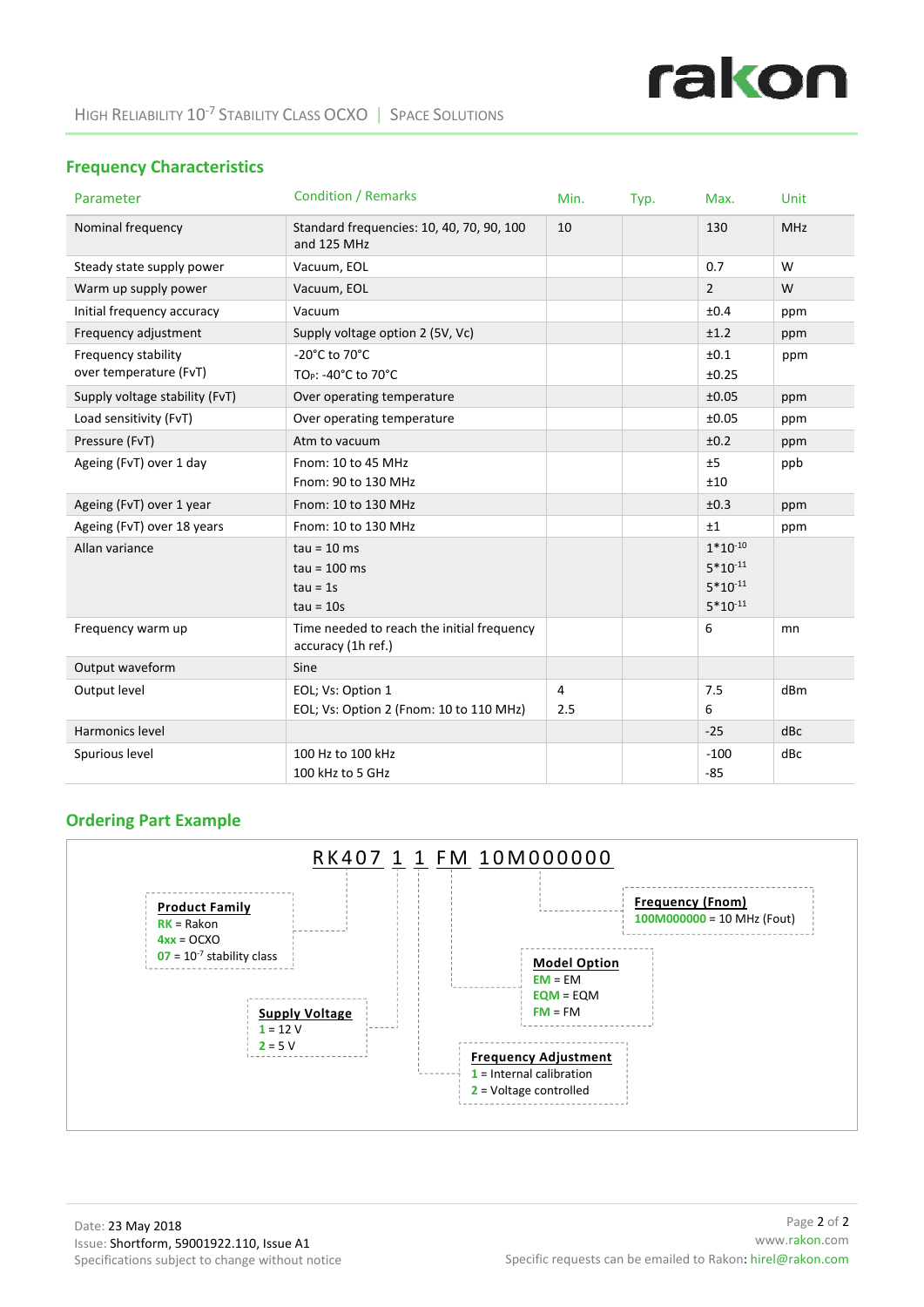## Frequency Characteristics

| Parameter | Condition / Remarks | Min. | Typ. | Max. | Unit |
|---|---|---|---|---|---|
| Nominal frequency | Standard frequencies: 10, 40, 70, 90, 100 and 125 MHz | 10 | | 130 | MHz |
| Steady state supply power | Vacuum, EOL | | | 0.7 | W |
| Warm up supply power | Vacuum, EOL | | | 2 | W |
| Initial frequency accuracy | Vacuum | | | ±0.4 | ppm |
| Frequency adjustment | Supply voltage option 2 (5V, Vc) | | | ±1.2 | ppm |
| Frequency stability over temperature (FvT) | -20°C to 70°C<br>$T_{OP}$: -40°C to 70°C | | | ±0.1<br>±0.25 | ppm |
| Supply voltage stability (FvT) | Over operating temperature | | | ±0.05 | ppm |
| Load sensitivity (FvT) | Over operating temperature | | | ±0.05 | ppm |
| Pressure (FvT) | Atm to vacuum | | | ±0.2 | ppm |
| Ageing (FvT) over 1 day | Fnom: 10 to 45 MHz<br>Fnom: 90 to 130 MHz | | | ±5<br>±10 | ppb |
| Ageing (FvT) over 1 year | Fnom: 10 to 130 MHz | | | ±0.3 | ppm |
| Ageing (FvT) over 18 years | Fnom: 10 to 130 MHz | | | ±1 | ppm |
| Allan variance | tau = 10 ms<br>tau = 100 ms<br>tau = 1s<br>tau = 10s | | | $1*10^{-10}$<br>$5*10^{-11}$<br>$5*10^{-11}$<br>$5*10^{-11}$ | |
| Frequency warm up | Time needed to reach the initial frequency accuracy (1h ref.) | | | 6 | mn |
| Output waveform | Sine | | | | |
| Output level | EOL; Vs: Option 1<br>EOL; Vs: Option 2 (Fnom: 10 to 110 MHz) | 4<br>2.5 | | 7.5<br>6 | dBm |
| Harmonics level | | | | -25 | dBc |
| Spurious level | 100 Hz to 100 kHz<br>100 kHz to 5 GHz | | | -100<br>-85 | dBc |

## Ordering Part Example

RK407 1 1 FM 10M000000

**Product Family**
- **RK** = Rakon
- **4xx** = OCXO
- **07** = $10^{-7}$ stability class

**Supply Voltage**
- **1** = 12 V
- **2** = 5 V

**Frequency Adjustment**
- **1** = Internal calibration
- **2** = Voltage controlled

**Model Option**
- **EM** = EM
- **EQM** = EQM
- **FM** = FM

**Frequency (Fnom)**
- **100M000000** = 10 MHz (Fout)

Date: 23 May 2018
Issue: Shortform, 59001922.110, Issue A1
Specifications subject to change without notice

www.rakon.com
Specific requests can be emailed to Rakon: hirel@rakon.com